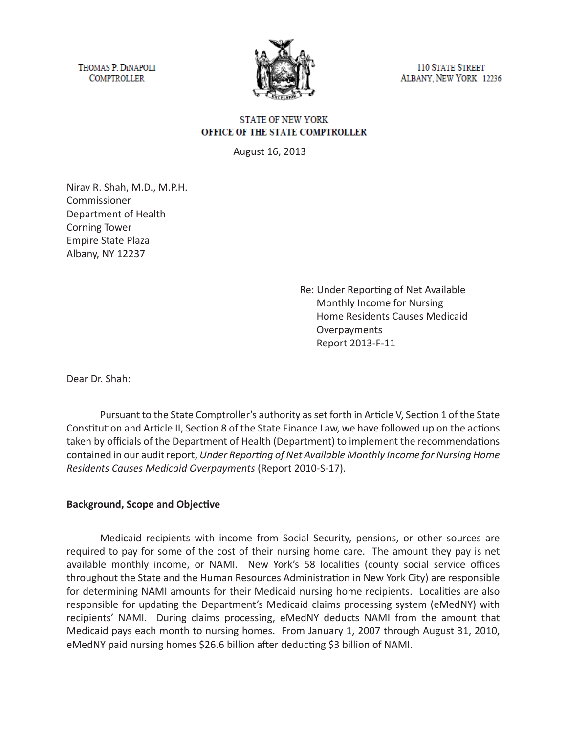THOMAS P. DINAPOLI
COMPTROLLER

110 STATE STREET
ALBANY, NEW YORK 12236

STATE OF NEW YORK
**OFFICE OF THE STATE COMPTROLLER**

August 16, 2013

Nirav R. Shah, M.D., M.P.H.
Commissioner
Department of Health
Corning Tower
Empire State Plaza
Albany, NY 12237

Re: Under Reporting of Net Available Monthly Income for Nursing Home Residents Causes Medicaid Overpayments
Report 2013-F-11

Dear Dr. Shah:

Pursuant to the State Comptroller's authority as set forth in Article V, Section 1 of the State Constitution and Article II, Section 8 of the State Finance Law, we have followed up on the actions taken by officials of the Department of Health (Department) to implement the recommendations contained in our audit report, *Under Reporting of Net Available Monthly Income for Nursing Home Residents Causes Medicaid Overpayments* (Report 2010-S-17).

**Background, Scope and Objective**

Medicaid recipients with income from Social Security, pensions, or other sources are required to pay for some of the cost of their nursing home care. The amount they pay is net available monthly income, or NAMI. New York's 58 localities (county social service offices throughout the State and the Human Resources Administration in New York City) are responsible for determining NAMI amounts for their Medicaid nursing home recipients. Localities are also responsible for updating the Department's Medicaid claims processing system (eMedNY) with recipients' NAMI. During claims processing, eMedNY deducts NAMI from the amount that Medicaid pays each month to nursing homes. From January 1, 2007 through August 31, 2010, eMedNY paid nursing homes $26.6 billion after deducting $3 billion of NAMI.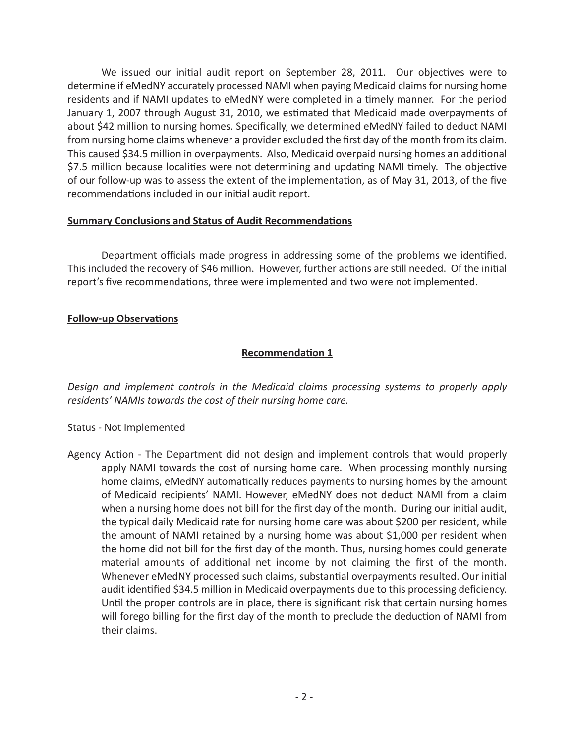We issued our initial audit report on September 28, 2011. Our objectives were to determine if eMedNY accurately processed NAMI when paying Medicaid claims for nursing home residents and if NAMI updates to eMedNY were completed in a timely manner. For the period January 1, 2007 through August 31, 2010, we estimated that Medicaid made overpayments of about $42 million to nursing homes. Specifically, we determined eMedNY failed to deduct NAMI from nursing home claims whenever a provider excluded the first day of the month from its claim. This caused $34.5 million in overpayments. Also, Medicaid overpaid nursing homes an additional $7.5 million because localities were not determining and updating NAMI timely. The objective of our follow-up was to assess the extent of the implementation, as of May 31, 2013, of the five recommendations included in our initial audit report.

**Summary Conclusions and Status of Audit Recommendations**

Department officials made progress in addressing some of the problems we identified. This included the recovery of $46 million. However, further actions are still needed. Of the initial report's five recommendations, three were implemented and two were not implemented.

**Follow-up Observations**

**Recommendation 1**

*Design and implement controls in the Medicaid claims processing systems to properly apply residents' NAMIs towards the cost of their nursing home care.*

Status - Not Implemented

Agency Action - The Department did not design and implement controls that would properly apply NAMI towards the cost of nursing home care. When processing monthly nursing home claims, eMedNY automatically reduces payments to nursing homes by the amount of Medicaid recipients' NAMI. However, eMedNY does not deduct NAMI from a claim when a nursing home does not bill for the first day of the month. During our initial audit, the typical daily Medicaid rate for nursing home care was about $200 per resident, while the amount of NAMI retained by a nursing home was about $1,000 per resident when the home did not bill for the first day of the month. Thus, nursing homes could generate material amounts of additional net income by not claiming the first of the month. Whenever eMedNY processed such claims, substantial overpayments resulted. Our initial audit identified $34.5 million in Medicaid overpayments due to this processing deficiency. Until the proper controls are in place, there is significant risk that certain nursing homes will forego billing for the first day of the month to preclude the deduction of NAMI from their claims.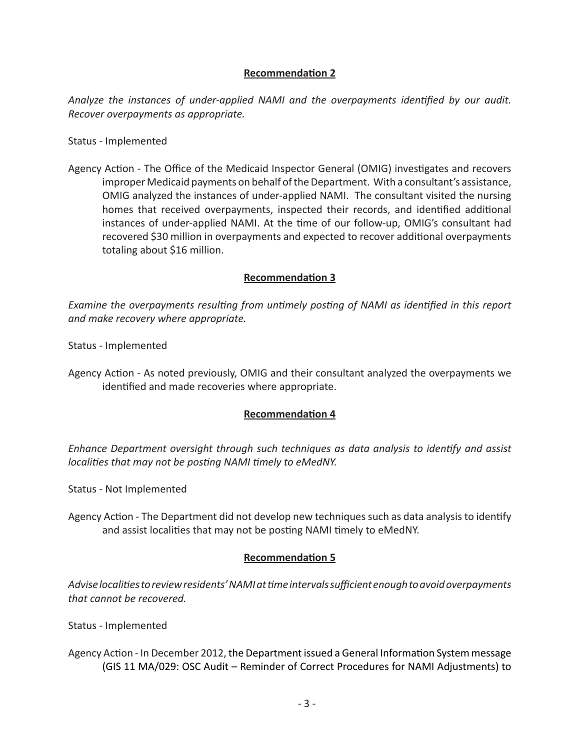### Recommendation 2

*Analyze the instances of under-applied NAMI and the overpayments identified by our audit. Recover overpayments as appropriate.*

Status - Implemented

Agency Action - The Office of the Medicaid Inspector General (OMIG) investigates and recovers improper Medicaid payments on behalf of the Department. With a consultant's assistance, OMIG analyzed the instances of under-applied NAMI. The consultant visited the nursing homes that received overpayments, inspected their records, and identified additional instances of under-applied NAMI. At the time of our follow-up, OMIG's consultant had recovered $30 million in overpayments and expected to recover additional overpayments totaling about $16 million.

### Recommendation 3

*Examine the overpayments resulting from untimely posting of NAMI as identified in this report and make recovery where appropriate.*

Status - Implemented

Agency Action - As noted previously, OMIG and their consultant analyzed the overpayments we identified and made recoveries where appropriate.

### Recommendation 4

*Enhance Department oversight through such techniques as data analysis to identify and assist localities that may not be posting NAMI timely to eMedNY.*

Status - Not Implemented

Agency Action - The Department did not develop new techniques such as data analysis to identify and assist localities that may not be posting NAMI timely to eMedNY.

### Recommendation 5

*Advise localities to review residents' NAMI at time intervals sufficient enough to avoid overpayments that cannot be recovered.*

Status - Implemented

Agency Action - In December 2012, the Department issued a General Information System message (GIS 11 MA/029: OSC Audit – Reminder of Correct Procedures for NAMI Adjustments) to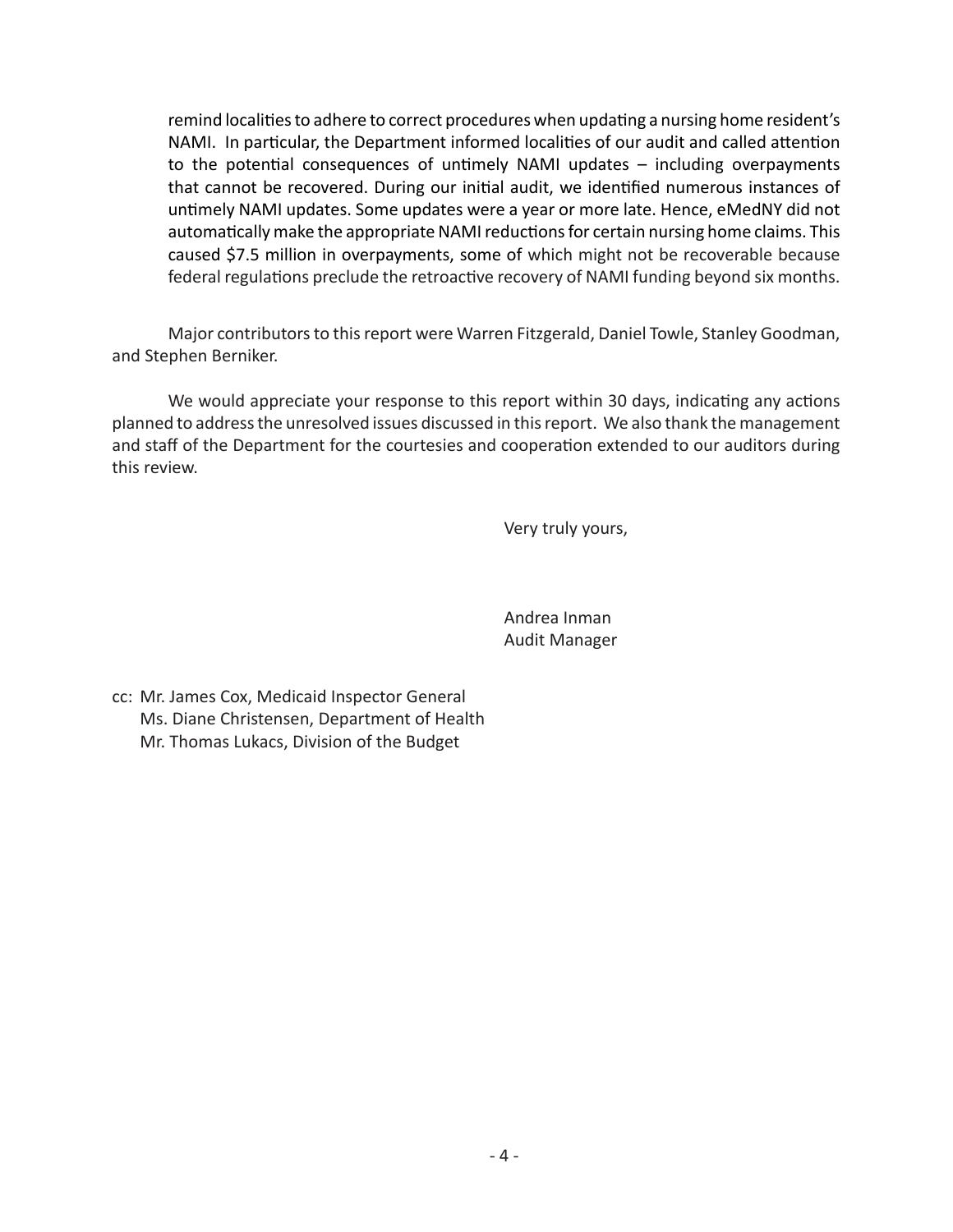remind localities to adhere to correct procedures when updating a nursing home resident's NAMI. In particular, the Department informed localities of our audit and called attention to the potential consequences of untimely NAMI updates – including overpayments that cannot be recovered. During our initial audit, we identified numerous instances of untimely NAMI updates. Some updates were a year or more late. Hence, eMedNY did not automatically make the appropriate NAMI reductions for certain nursing home claims. This caused $7.5 million in overpayments, some of which might not be recoverable because federal regulations preclude the retroactive recovery of NAMI funding beyond six months.

Major contributors to this report were Warren Fitzgerald, Daniel Towle, Stanley Goodman, and Stephen Berniker.

We would appreciate your response to this report within 30 days, indicating any actions planned to address the unresolved issues discussed in this report. We also thank the management and staff of the Department for the courtesies and cooperation extended to our auditors during this review.

Very truly yours,

Andrea Inman
Audit Manager

cc: Mr. James Cox, Medicaid Inspector General
Ms. Diane Christensen, Department of Health
Mr. Thomas Lukacs, Division of the Budget